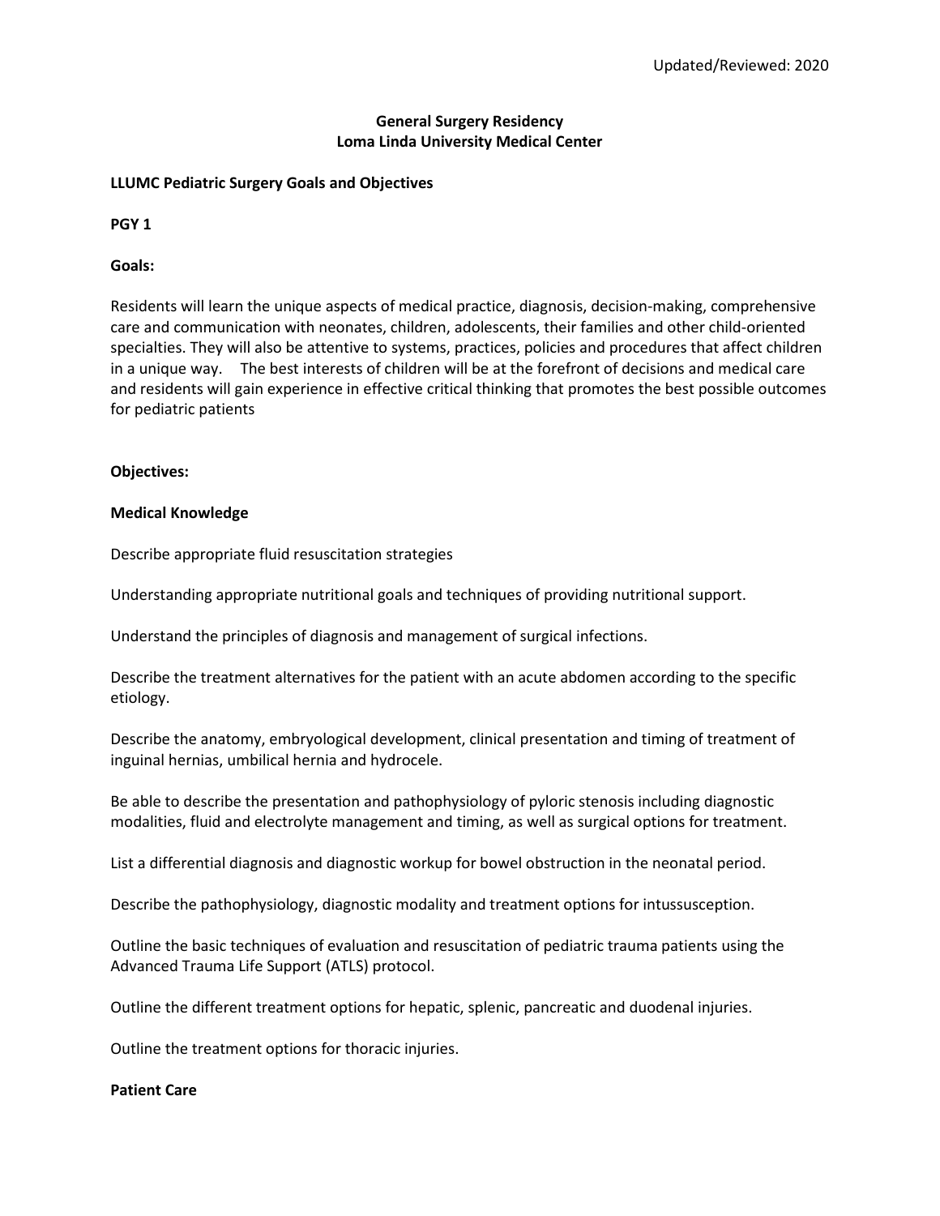Updated/Reviewed: 2020

**General Surgery Residency**
**Loma Linda University Medical Center**

**LLUMC Pediatric Surgery Goals and Objectives**

**PGY 1**

**Goals:**

Residents will learn the unique aspects of medical practice, diagnosis, decision-making, comprehensive care and communication with neonates, children, adolescents, their families and other child-oriented specialties. They will also be attentive to systems, practices, policies and procedures that affect children in a unique way. The best interests of children will be at the forefront of decisions and medical care and residents will gain experience in effective critical thinking that promotes the best possible outcomes for pediatric patients

**Objectives:**

**Medical Knowledge**

Describe appropriate fluid resuscitation strategies

Understanding appropriate nutritional goals and techniques of providing nutritional support.

Understand the principles of diagnosis and management of surgical infections.

Describe the treatment alternatives for the patient with an acute abdomen according to the specific etiology.

Describe the anatomy, embryological development, clinical presentation and timing of treatment of inguinal hernias, umbilical hernia and hydrocele.

Be able to describe the presentation and pathophysiology of pyloric stenosis including diagnostic modalities, fluid and electrolyte management and timing, as well as surgical options for treatment.

List a differential diagnosis and diagnostic workup for bowel obstruction in the neonatal period.

Describe the pathophysiology, diagnostic modality and treatment options for intussusception.

Outline the basic techniques of evaluation and resuscitation of pediatric trauma patients using the Advanced Trauma Life Support (ATLS) protocol.

Outline the different treatment options for hepatic, splenic, pancreatic and duodenal injuries.

Outline the treatment options for thoracic injuries.

**Patient Care**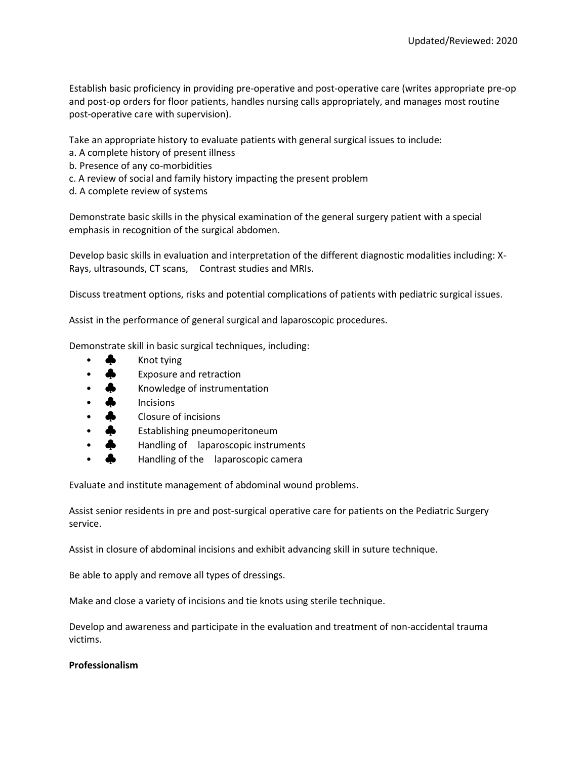Establish basic proficiency in providing pre-operative and post-operative care (writes appropriate pre-op and post-op orders for floor patients, handles nursing calls appropriately, and manages most routine post-operative care with supervision).

Take an appropriate history to evaluate patients with general surgical issues to include:
a. A complete history of present illness
b. Presence of any co-morbidities
c. A review of social and family history impacting the present problem
d. A complete review of systems

Demonstrate basic skills in the physical examination of the general surgery patient with a special emphasis in recognition of the surgical abdomen.

Develop basic skills in evaluation and interpretation of the different diagnostic modalities including: X-Rays, ultrasounds, CT scans, Contrast studies and MRIs.

Discuss treatment options, risks and potential complications of patients with pediatric surgical issues.

Assist in the performance of general surgical and laparoscopic procedures.

Demonstrate skill in basic surgical techniques, including:

- ♣ Knot tying
- ♣ Exposure and retraction
- ♣ Knowledge of instrumentation
- ♣ Incisions
- ♣ Closure of incisions
- ♣ Establishing pneumoperitoneum
- ♣ Handling of laparoscopic instruments
- ♣ Handling of the laparoscopic camera

Evaluate and institute management of abdominal wound problems.

Assist senior residents in pre and post-surgical operative care for patients on the Pediatric Surgery service.

Assist in closure of abdominal incisions and exhibit advancing skill in suture technique.

Be able to apply and remove all types of dressings.

Make and close a variety of incisions and tie knots using sterile technique.

Develop and awareness and participate in the evaluation and treatment of non-accidental trauma victims.

**Professionalism**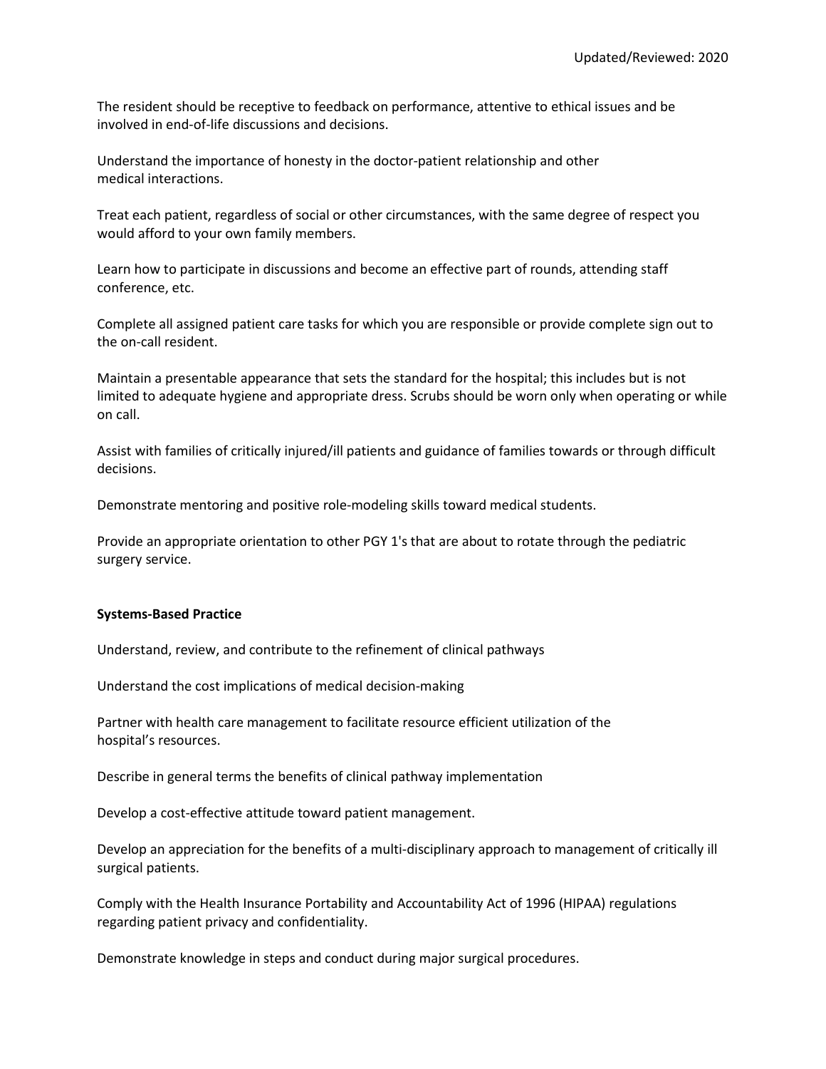The resident should be receptive to feedback on performance, attentive to ethical issues and be involved in end-of-life discussions and decisions.

Understand the importance of honesty in the doctor-patient relationship and other medical interactions.

Treat each patient, regardless of social or other circumstances, with the same degree of respect you would afford to your own family members.

Learn how to participate in discussions and become an effective part of rounds, attending staff conference, etc.

Complete all assigned patient care tasks for which you are responsible or provide complete sign out to the on-call resident.

Maintain a presentable appearance that sets the standard for the hospital; this includes but is not limited to adequate hygiene and appropriate dress. Scrubs should be worn only when operating or while on call.

Assist with families of critically injured/ill patients and guidance of families towards or through difficult decisions.

Demonstrate mentoring and positive role-modeling skills toward medical students.

Provide an appropriate orientation to other PGY 1's that are about to rotate through the pediatric surgery service.

**Systems-Based Practice**

Understand, review, and contribute to the refinement of clinical pathways

Understand the cost implications of medical decision-making

Partner with health care management to facilitate resource efficient utilization of the hospital's resources.

Describe in general terms the benefits of clinical pathway implementation

Develop a cost-effective attitude toward patient management.

Develop an appreciation for the benefits of a multi-disciplinary approach to management of critically ill surgical patients.

Comply with the Health Insurance Portability and Accountability Act of 1996 (HIPAA) regulations regarding patient privacy and confidentiality.

Demonstrate knowledge in steps and conduct during major surgical procedures.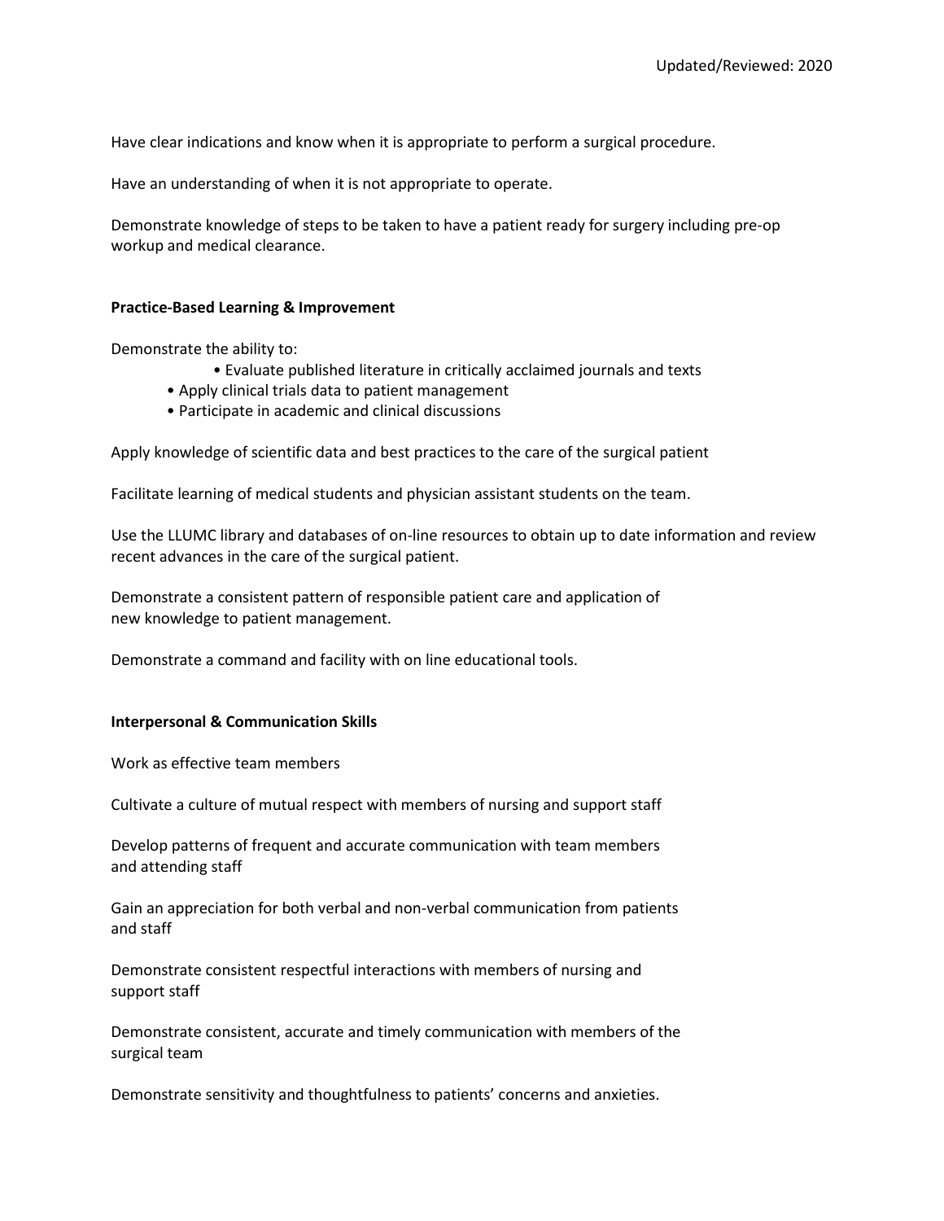Have clear indications and know when it is appropriate to perform a surgical procedure.

Have an understanding of when it is not appropriate to operate.

Demonstrate knowledge of steps to be taken to have a patient ready for surgery including pre-op workup and medical clearance.

**Practice-Based Learning & Improvement**

Demonstrate the ability to:

- Evaluate published literature in critically acclaimed journals and texts
- Apply clinical trials data to patient management
- Participate in academic and clinical discussions

Apply knowledge of scientific data and best practices to the care of the surgical patient

Facilitate learning of medical students and physician assistant students on the team.

Use the LLUMC library and databases of on-line resources to obtain up to date information and review recent advances in the care of the surgical patient.

Demonstrate a consistent pattern of responsible patient care and application of new knowledge to patient management.

Demonstrate a command and facility with on line educational tools.

**Interpersonal & Communication Skills**

Work as effective team members

Cultivate a culture of mutual respect with members of nursing and support staff

Develop patterns of frequent and accurate communication with team members and attending staff

Gain an appreciation for both verbal and non-verbal communication from patients and staff

Demonstrate consistent respectful interactions with members of nursing and support staff

Demonstrate consistent, accurate and timely communication with members of the surgical team

Demonstrate sensitivity and thoughtfulness to patients' concerns and anxieties.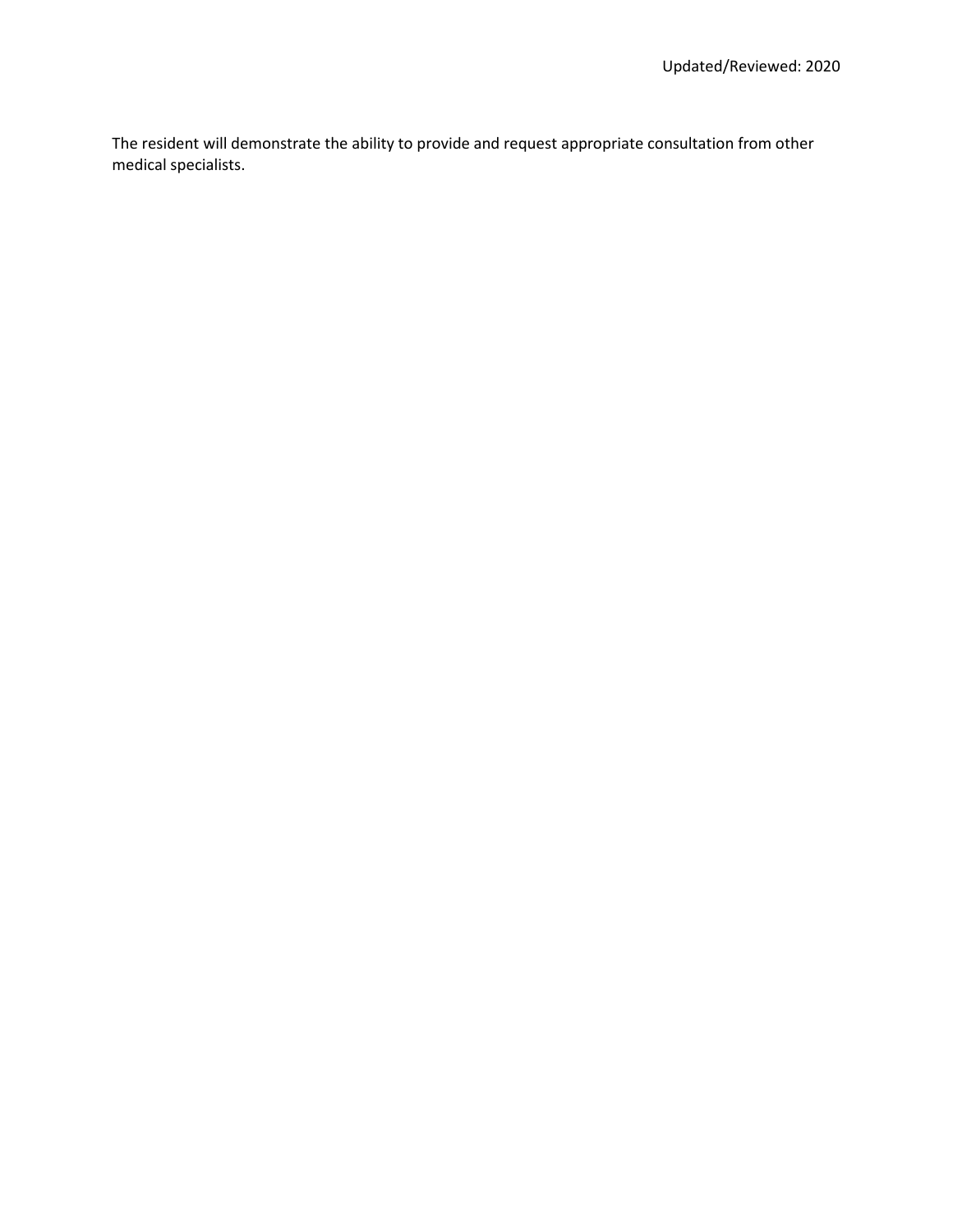The resident will demonstrate the ability to provide and request appropriate consultation from other medical specialists.